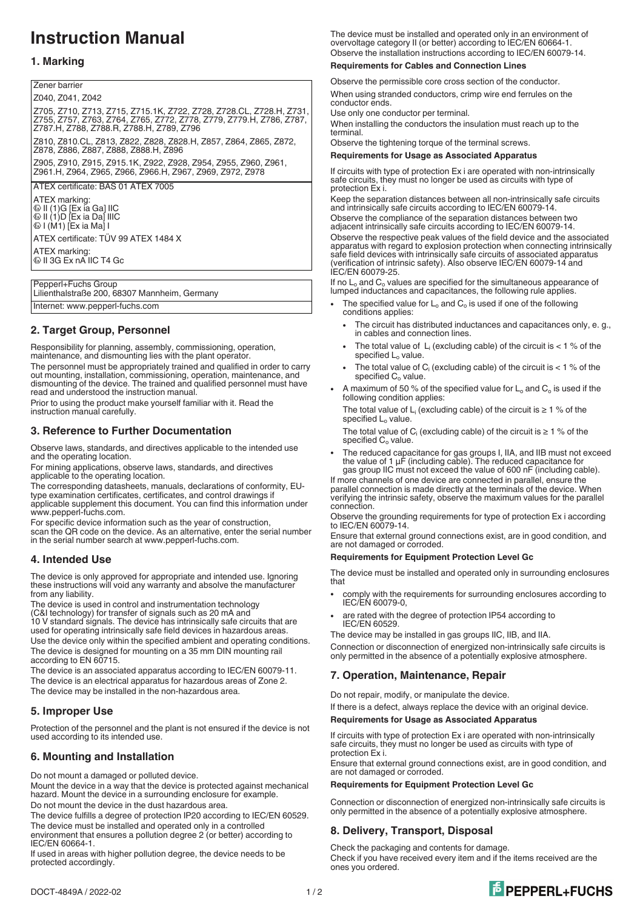# Instruction Manual

## 1. Marking

| Zener barrier |
|---|
| Z040, Z041, Z042 |
| Z705, Z710, Z713, Z715, Z715.1K, Z722, Z728, Z728.CL, Z728.H, Z731, Z755, Z757, Z763, Z764, Z765, Z772, Z778, Z779, Z779.H, Z786, Z787, Z787.H, Z788, Z788.R, Z788.H, Z789, Z796 |
| Z810, Z810.CL, Z813, Z822, Z828, Z828.H, Z857, Z864, Z865, Z872, Z878, Z886, Z887, Z888, Z888.H, Z896 |
| Z905, Z910, Z915, Z915.1K, Z922, Z928, Z954, Z955, Z960, Z961, Z961.H, Z964, Z965, Z966, Z966.H, Z967, Z969, Z972, Z978 |
| ATEX certificate: BAS 01 ATEX 7005 |
| ATEX marking:<br>Ⓔx II (1)G [Ex ia Ga] IIC<br>Ⓔx II (1)D [Ex ia Da] IIIC<br>Ⓔx I (M1) [Ex ia Ma] I |
| ATEX certificate: TÜV 99 ATEX 1484 X |
| ATEX marking:<br>Ⓔx II 3G Ex nA IIC T4 Gc |

| Pepperl+Fuchs Group<br>Lilienthalstraße 200, 68307 Mannheim, Germany |
|---|
| Internet: www.pepperl-fuchs.com |

## 2. Target Group, Personnel

Responsibility for planning, assembly, commissioning, operation, maintenance, and dismounting lies with the plant operator.

The personnel must be appropriately trained and qualified in order to carry out mounting, installation, commissioning, operation, maintenance, and dismounting of the device. The trained and qualified personnel must have read and understood the instruction manual.

Prior to using the product make yourself familiar with it. Read the instruction manual carefully.

## 3. Reference to Further Documentation

Observe laws, standards, and directives applicable to the intended use and the operating location.

For mining applications, observe laws, standards, and directives applicable to the operating location.

The corresponding datasheets, manuals, declarations of conformity, EU-type examination certificates, certificates, and control drawings if applicable supplement this document. You can find this information under www.pepperl-fuchs.com.

For specific device information such as the year of construction, scan the QR code on the device. As an alternative, enter the serial number in the serial number search at www.pepperl-fuchs.com.

## 4. Intended Use

The device is only approved for appropriate and intended use. Ignoring these instructions will void any warranty and absolve the manufacturer from any liability.

The device is used in control and instrumentation technology (C&I technology) for transfer of signals such as 20 mA and 10 V standard signals. The device has intrinsically safe circuits that are used for operating intrinsically safe field devices in hazardous areas.

Use the device only within the specified ambient and operating conditions.

The device is designed for mounting on a 35 mm DIN mounting rail according to EN 60715.

The device is an associated apparatus according to IEC/EN 60079-11.

The device is an electrical apparatus for hazardous areas of Zone 2.

The device may be installed in the non-hazardous area.

## 5. Improper Use

Protection of the personnel and the plant is not ensured if the device is not used according to its intended use.

## 6. Mounting and Installation

Do not mount a damaged or polluted device.

Mount the device in a way that the device is protected against mechanical hazard. Mount the device in a surrounding enclosure for example.

Do not mount the device in the dust hazardous area.

The device fulfills a degree of protection IP20 according to IEC/EN 60529.

The device must be installed and operated only in a controlled environment that ensures a pollution degree 2 (or better) according to IEC/EN 60664-1.

If used in areas with higher pollution degree, the device needs to be protected accordingly.

The device must be installed and operated only in an environment of overvoltage category II (or better) according to IEC/EN 60664-1.

Observe the installation instructions according to IEC/EN 60079-14.

**Requirements for Cables and Connection Lines**

Observe the permissible core cross section of the conductor.

When using stranded conductors, crimp wire end ferrules on the conductor ends.

Use only one conductor per terminal.

When installing the conductors the insulation must reach up to the terminal.

Observe the tightening torque of the terminal screws.

**Requirements for Usage as Associated Apparatus**

If circuits with type of protection Ex i are operated with non-intrinsically safe circuits, they must no longer be used as circuits with type of protection Ex i.

Keep the separation distances between all non-intrinsically safe circuits and intrinsically safe circuits according to IEC/EN 60079-14.

Observe the compliance of the separation distances between two adjacent intrinsically safe circuits according to IEC/EN 60079-14.

Observe the respective peak values of the field device and the associated apparatus with regard to explosion protection when connecting intrinsically safe field devices with intrinsically safe circuits of associated apparatus (verification of intrinsic safety). Also observe IEC/EN 60079-14 and IEC/EN 60079-25.

If no $L_o$ and $C_o$ values are specified for the simultaneous appearance of lumped inductances and capacitances, the following rule applies.

- The specified value for $L_o$ and $C_o$ is used if one of the following conditions applies:
  - The circuit has distributed inductances and capacitances only, e. g., in cables and connection lines.
  - The total value of $L_i$ (excluding cable) of the circuit is < 1 % of the specified $L_o$ value.
  - The total value of $C_i$ (excluding cable) of the circuit is < 1 % of the specified $C_o$ value.
- A maximum of 50 % of the specified value for $L_o$ and $C_o$ is used if the following condition applies:

  The total value of $L_i$ (excluding cable) of the circuit is ≥ 1 % of the specified $L_o$ value.

  The total value of $C_i$ (excluding cable) of the circuit is ≥ 1 % of the specified $C_o$ value.
- The reduced capacitance for gas groups I, IIA, and IIB must not exceed the value of 1 µF (including cable). The reduced capacitance for gas group IIC must not exceed the value of 600 nF (including cable).

If more channels of one device are connected in parallel, ensure the parallel connection is made directly at the terminals of the device. When verifying the intrinsic safety, observe the maximum values for the parallel connection.

Observe the grounding requirements for type of protection Ex i according to IEC/EN 60079-14.

Ensure that external ground connections exist, are in good condition, and are not damaged or corroded.

**Requirements for Equipment Protection Level Gc**

The device must be installed and operated only in surrounding enclosures that

- comply with the requirements for surrounding enclosures according to IEC/EN 60079-0,
- are rated with the degree of protection IP54 according to IEC/EN 60529.

The device may be installed in gas groups IIC, IIB, and IIA.

Connection or disconnection of energized non-intrinsically safe circuits is only permitted in the absence of a potentially explosive atmosphere.

## 7. Operation, Maintenance, Repair

Do not repair, modify, or manipulate the device.

If there is a defect, always replace the device with an original device.

**Requirements for Usage as Associated Apparatus**

If circuits with type of protection Ex i are operated with non-intrinsically safe circuits, they must no longer be used as circuits with type of protection Ex i.

Ensure that external ground connections exist, are in good condition, and are not damaged or corroded.

**Requirements for Equipment Protection Level Gc**

Connection or disconnection of energized non-intrinsically safe circuits is only permitted in the absence of a potentially explosive atmosphere.

## 8. Delivery, Transport, Disposal

Check the packaging and contents for damage.

Check if you have received every item and if the items received are the ones you ordered.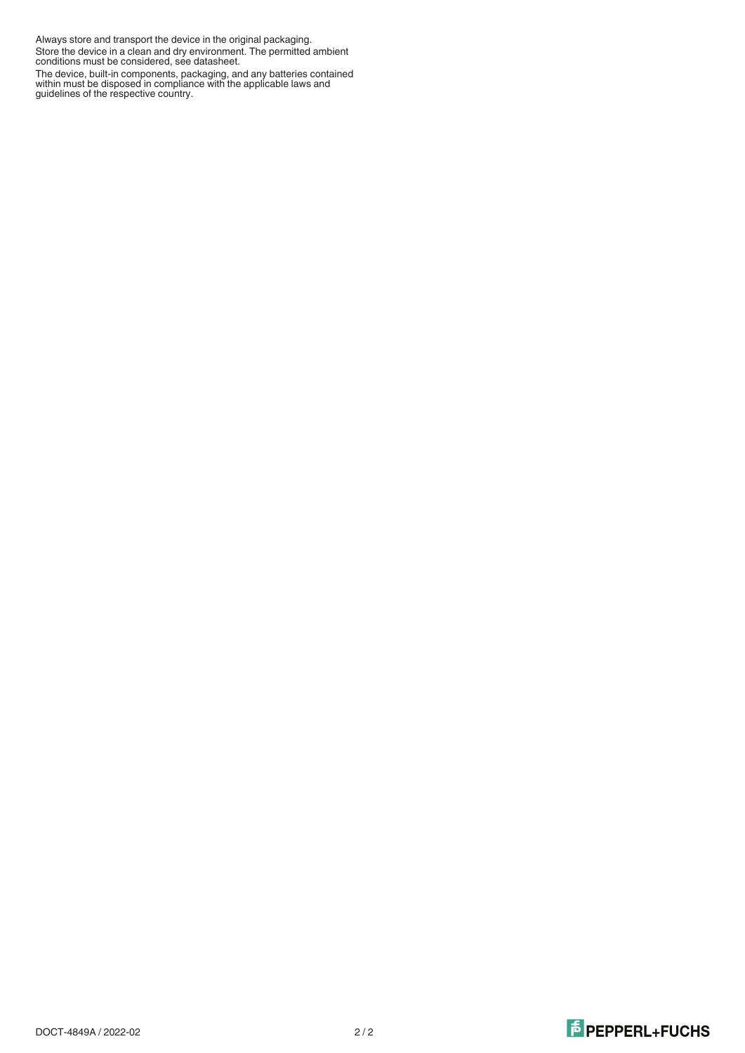Always store and transport the device in the original packaging.
Store the device in a clean and dry environment. The permitted ambient conditions must be considered, see datasheet.
The device, built-in components, packaging, and any batteries contained within must be disposed in compliance with the applicable laws and guidelines of the respective country.